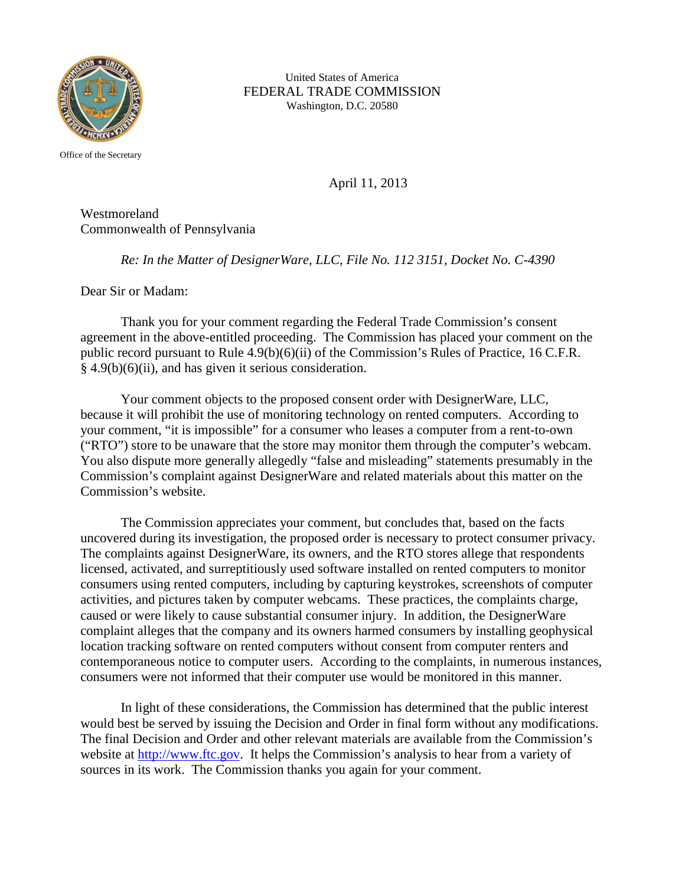United States of America
FEDERAL TRADE COMMISSION
Washington, D.C. 20580

Office of the Secretary

April 11, 2013

Westmoreland
Commonwealth of Pennsylvania

*Re: In the Matter of DesignerWare, LLC, File No. 112 3151, Docket No. C-4390*

Dear Sir or Madam:

Thank you for your comment regarding the Federal Trade Commission's consent agreement in the above-entitled proceeding. The Commission has placed your comment on the public record pursuant to Rule 4.9(b)(6)(ii) of the Commission's Rules of Practice, 16 C.F.R. § 4.9(b)(6)(ii), and has given it serious consideration.

Your comment objects to the proposed consent order with DesignerWare, LLC, because it will prohibit the use of monitoring technology on rented computers. According to your comment, "it is impossible" for a consumer who leases a computer from a rent-to-own ("RTO") store to be unaware that the store may monitor them through the computer's webcam. You also dispute more generally allegedly "false and misleading" statements presumably in the Commission's complaint against DesignerWare and related materials about this matter on the Commission's website.

The Commission appreciates your comment, but concludes that, based on the facts uncovered during its investigation, the proposed order is necessary to protect consumer privacy. The complaints against DesignerWare, its owners, and the RTO stores allege that respondents licensed, activated, and surreptitiously used software installed on rented computers to monitor consumers using rented computers, including by capturing keystrokes, screenshots of computer activities, and pictures taken by computer webcams. These practices, the complaints charge, caused or were likely to cause substantial consumer injury. In addition, the DesignerWare complaint alleges that the company and its owners harmed consumers by installing geophysical location tracking software on rented computers without consent from computer renters and contemporaneous notice to computer users. According to the complaints, in numerous instances, consumers were not informed that their computer use would be monitored in this manner.

In light of these considerations, the Commission has determined that the public interest would best be served by issuing the Decision and Order in final form without any modifications. The final Decision and Order and other relevant materials are available from the Commission's website at http://www.ftc.gov. It helps the Commission's analysis to hear from a variety of sources in its work. The Commission thanks you again for your comment.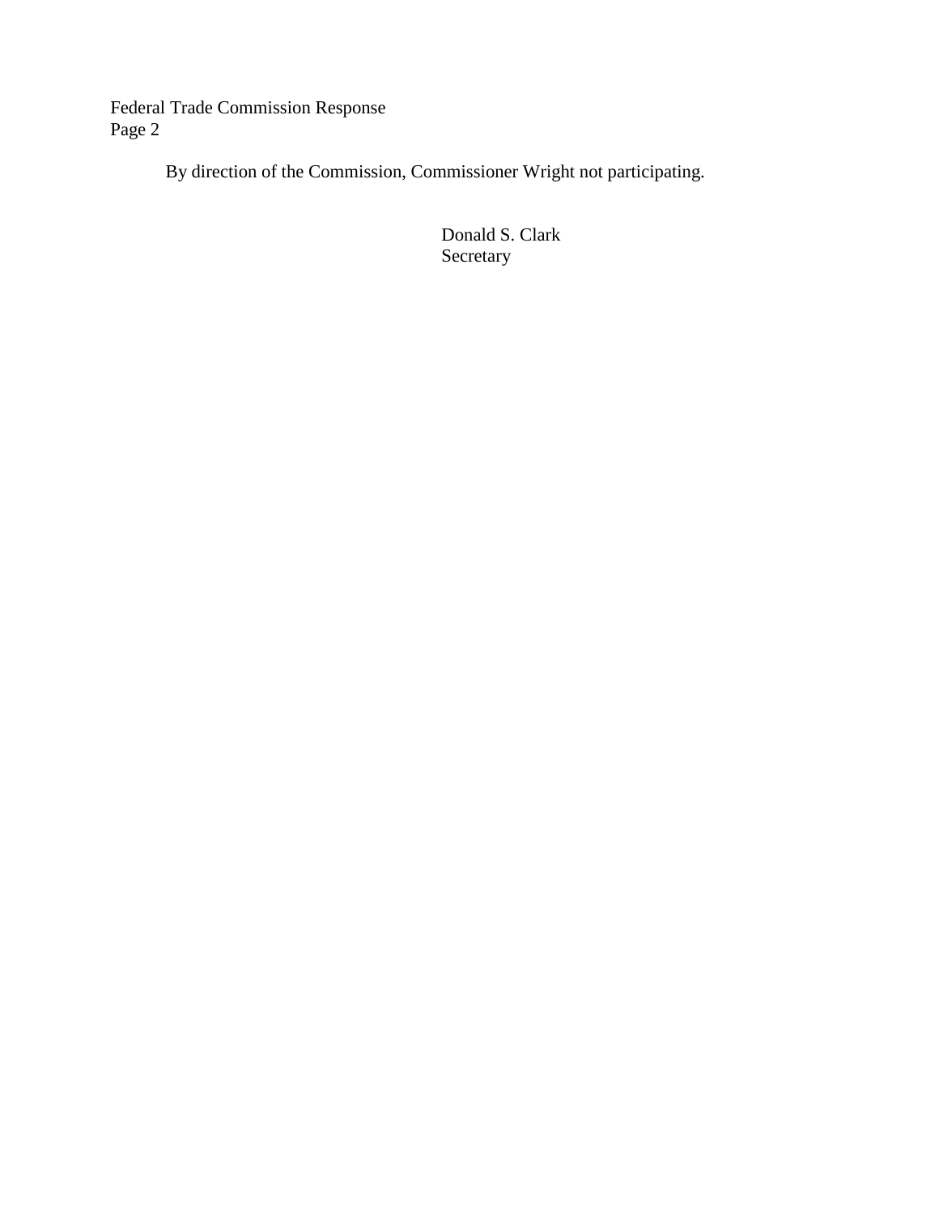By direction of the Commission, Commissioner Wright not participating.

Donald S. Clark
Secretary